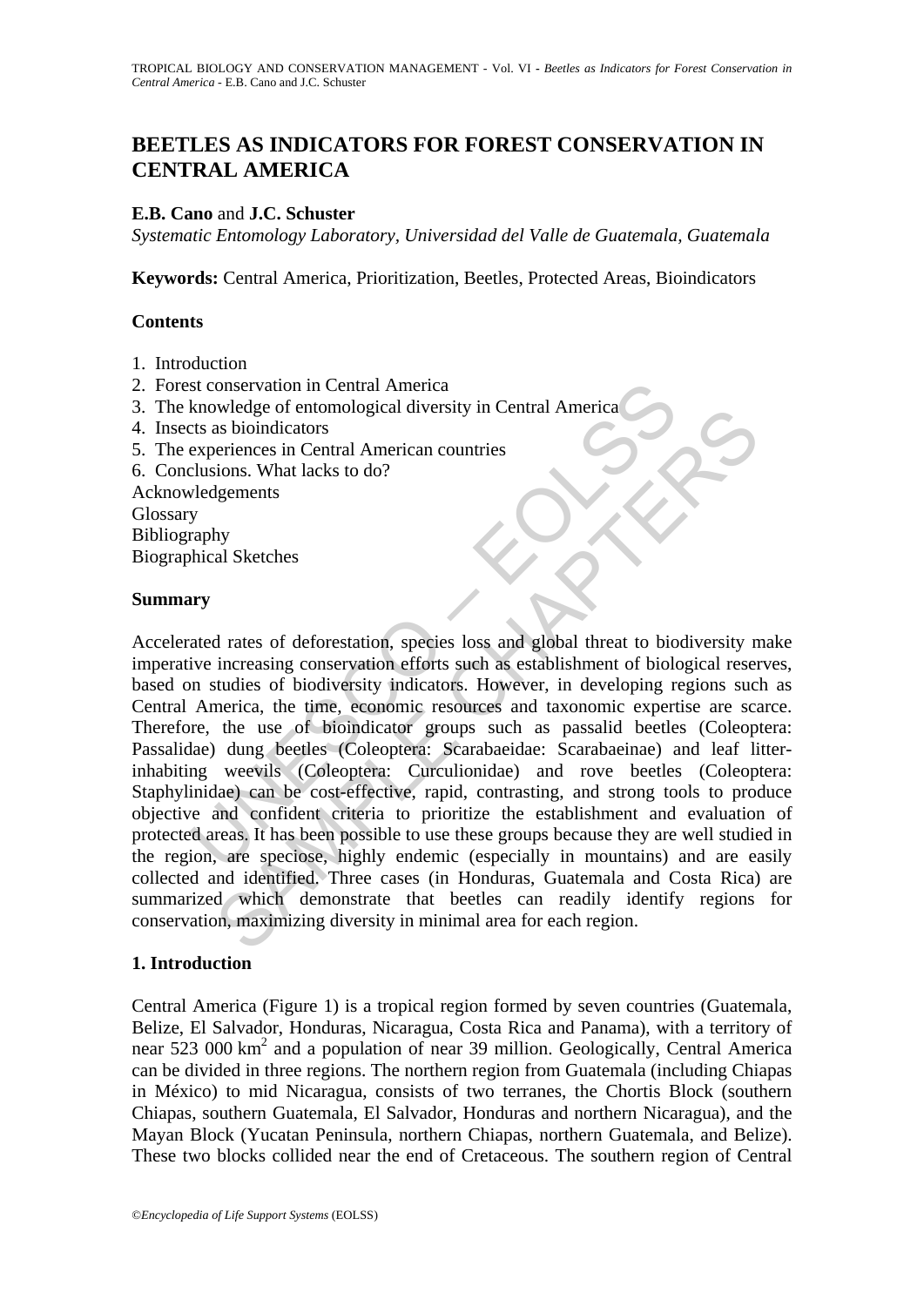# BEETLES AS INDICATORS FOR FOREST CONSERVATION IN CENTRAL AMERICA

**E.B. Cano** and **J.C. Schuster**

*Systematic Entomology Laboratory, Universidad del Valle de Guatemala, Guatemala*

**Keywords:** Central America, Prioritization, Beetles, Protected Areas, Bioindicators

## Contents

1. Introduction
2. Forest conservation in Central America
3. The knowledge of entomological diversity in Central America
4. Insects as bioindicators
5. The experiences in Central American countries
6. Conclusions. What lacks to do?

Acknowledgements
Glossary
Bibliography
Biographical Sketches

## Summary

Accelerated rates of deforestation, species loss and global threat to biodiversity make imperative increasing conservation efforts such as establishment of biological reserves, based on studies of biodiversity indicators. However, in developing regions such as Central America, the time, economic resources and taxonomic expertise are scarce. Therefore, the use of bioindicator groups such as passalid beetles (Coleoptera: Passalidae) dung beetles (Coleoptera: Scarabaeidae: Scarabaeinae) and leaf litter-inhabiting weevils (Coleoptera: Curculionidae) and rove beetles (Coleoptera: Staphylinidae) can be cost-effective, rapid, contrasting, and strong tools to produce objective and confident criteria to prioritize the establishment and evaluation of protected areas. It has been possible to use these groups because they are well studied in the region, are speciose, highly endemic (especially in mountains) and are easily collected and identified. Three cases (in Honduras, Guatemala and Costa Rica) are summarized which demonstrate that beetles can readily identify regions for conservation, maximizing diversity in minimal area for each region.

## 1. Introduction

Central America (Figure 1) is a tropical region formed by seven countries (Guatemala, Belize, El Salvador, Honduras, Nicaragua, Costa Rica and Panama), with a territory of near 523 000 km$^2$ and a population of near 39 million. Geologically, Central America can be divided in three regions. The northern region from Guatemala (including Chiapas in México) to mid Nicaragua, consists of two terranes, the Chortis Block (southern Chiapas, southern Guatemala, El Salvador, Honduras and northern Nicaragua), and the Mayan Block (Yucatan Peninsula, northern Chiapas, northern Guatemala, and Belize). These two blocks collided near the end of Cretaceous. The southern region of Central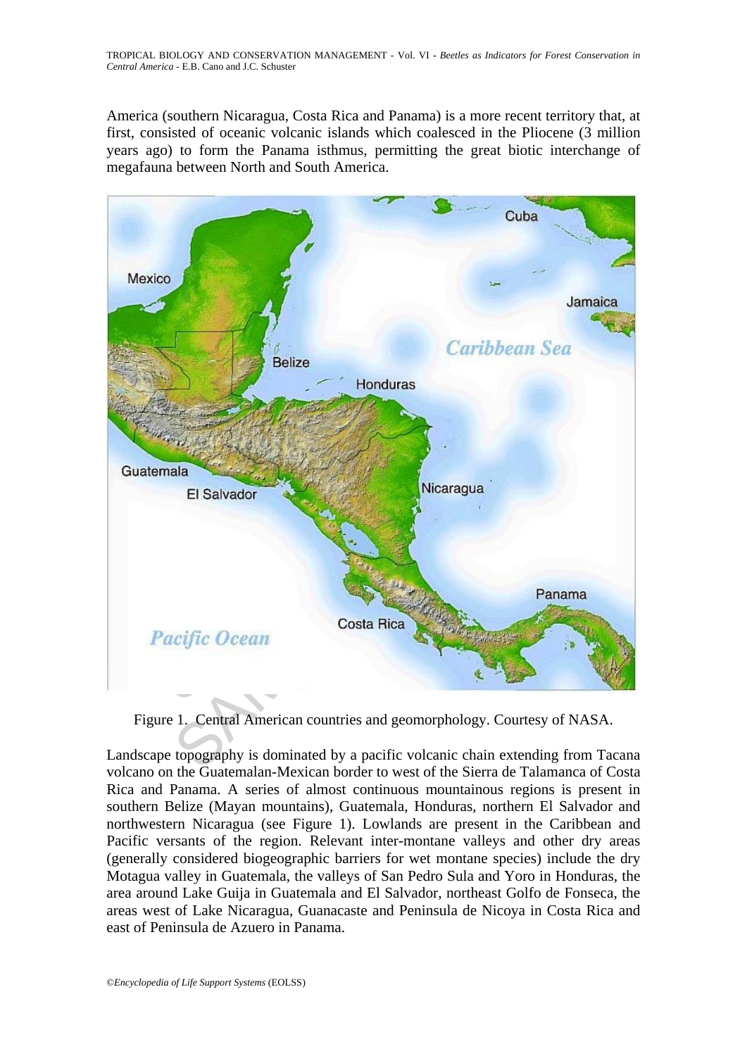America (southern Nicaragua, Costa Rica and Panama) is a more recent territory that, at first, consisted of oceanic volcanic islands which coalesced in the Pliocene (3 million years ago) to form the Panama isthmus, permitting the great biotic interchange of megafauna between North and South America.

Figure 1. Central American countries and geomorphology. Courtesy of NASA.

Landscape topography is dominated by a pacific volcanic chain extending from Tacana volcano on the Guatemalan-Mexican border to west of the Sierra de Talamanca of Costa Rica and Panama. A series of almost continuous mountainous regions is present in southern Belize (Mayan mountains), Guatemala, Honduras, northern El Salvador and northwestern Nicaragua (see Figure 1). Lowlands are present in the Caribbean and Pacific versants of the region. Relevant inter-montane valleys and other dry areas (generally considered biogeographic barriers for wet montane species) include the dry Motagua valley in Guatemala, the valleys of San Pedro Sula and Yoro in Honduras, the area around Lake Guija in Guatemala and El Salvador, northeast Golfo de Fonseca, the areas west of Lake Nicaragua, Guanacaste and Peninsula de Nicoya in Costa Rica and east of Peninsula de Azuero in Panama.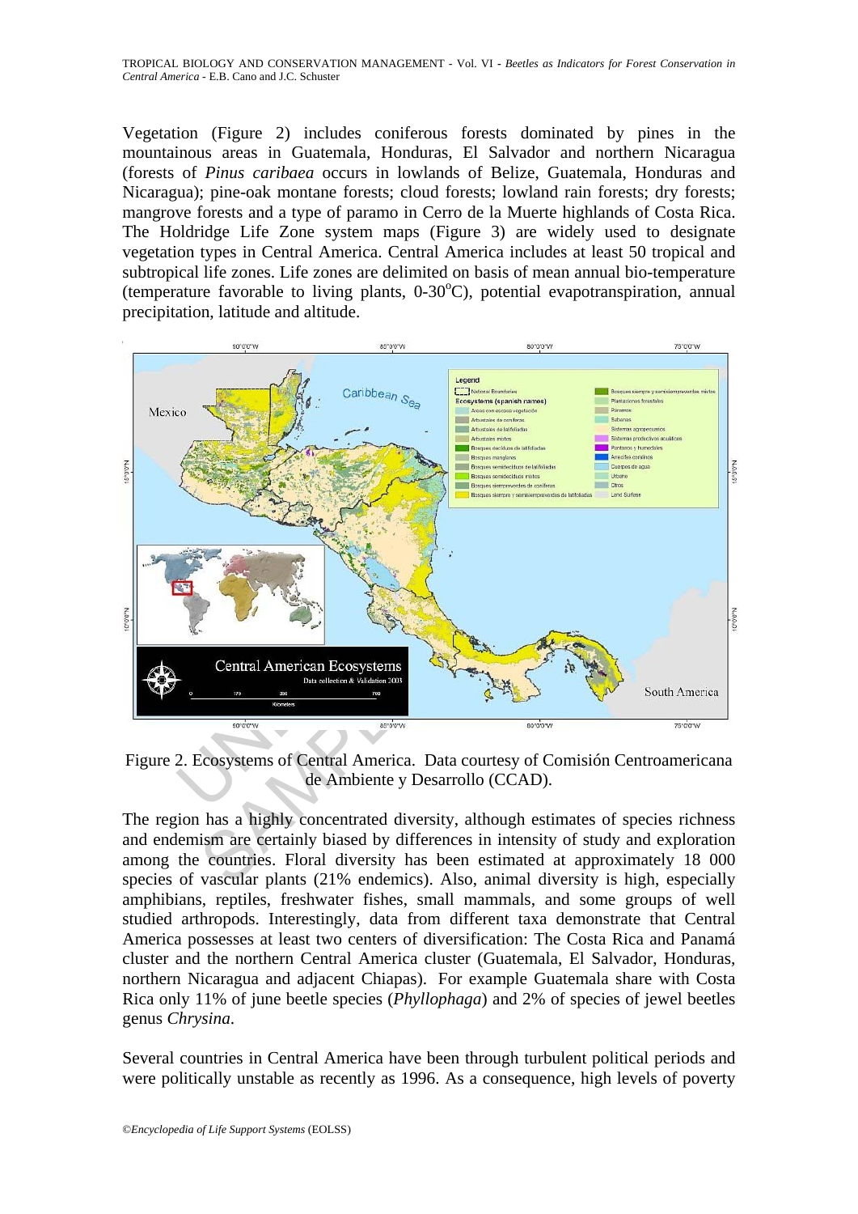Vegetation (Figure 2) includes coniferous forests dominated by pines in the mountainous areas in Guatemala, Honduras, El Salvador and northern Nicaragua (forests of *Pinus caribaea* occurs in lowlands of Belize, Guatemala, Honduras and Nicaragua); pine-oak montane forests; cloud forests; lowland rain forests; dry forests; mangrove forests and a type of paramo in Cerro de la Muerte highlands of Costa Rica. The Holdridge Life Zone system maps (Figure 3) are widely used to designate vegetation types in Central America. Central America includes at least 50 tropical and subtropical life zones. Life zones are delimited on basis of mean annual bio-temperature (temperature favorable to living plants, 0-30°C), potential evapotranspiration, annual precipitation, latitude and altitude.

Figure 2. Ecosystems of Central America. Data courtesy of Comisión Centroamericana de Ambiente y Desarrollo (CCAD).

The region has a highly concentrated diversity, although estimates of species richness and endemism are certainly biased by differences in intensity of study and exploration among the countries. Floral diversity has been estimated at approximately 18 000 species of vascular plants (21% endemics). Also, animal diversity is high, especially amphibians, reptiles, freshwater fishes, small mammals, and some groups of well studied arthropods. Interestingly, data from different taxa demonstrate that Central America possesses at least two centers of diversification: The Costa Rica and Panamá cluster and the northern Central America cluster (Guatemala, El Salvador, Honduras, northern Nicaragua and adjacent Chiapas). For example Guatemala share with Costa Rica only 11% of june beetle species (*Phyllophaga*) and 2% of species of jewel beetles genus *Chrysina*.

Several countries in Central America have been through turbulent political periods and were politically unstable as recently as 1996. As a consequence, high levels of poverty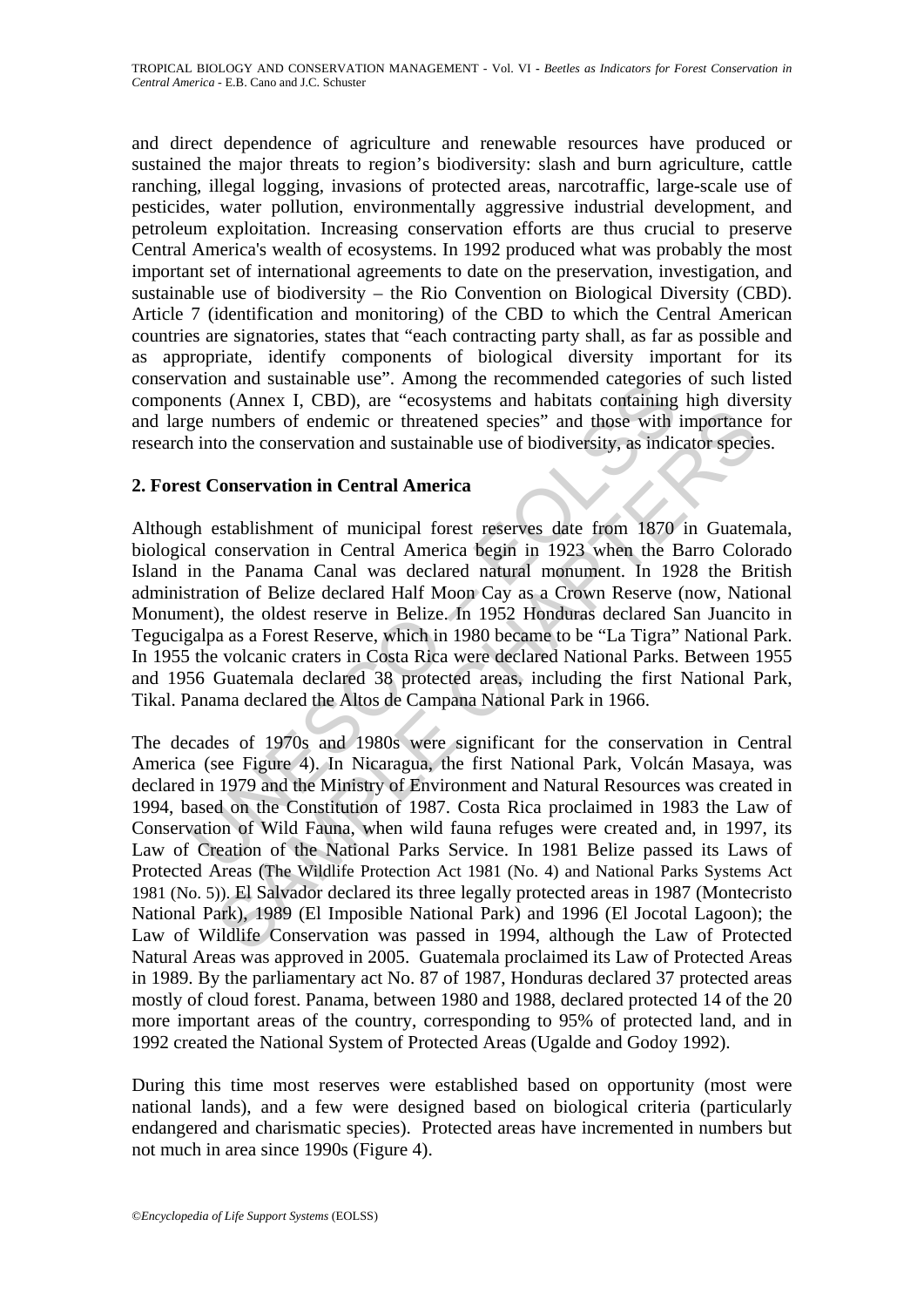and direct dependence of agriculture and renewable resources have produced or sustained the major threats to region's biodiversity: slash and burn agriculture, cattle ranching, illegal logging, invasions of protected areas, narcotraffic, large-scale use of pesticides, water pollution, environmentally aggressive industrial development, and petroleum exploitation. Increasing conservation efforts are thus crucial to preserve Central America's wealth of ecosystems. In 1992 produced what was probably the most important set of international agreements to date on the preservation, investigation, and sustainable use of biodiversity – the Rio Convention on Biological Diversity (CBD). Article 7 (identification and monitoring) of the CBD to which the Central American countries are signatories, states that "each contracting party shall, as far as possible and as appropriate, identify components of biological diversity important for its conservation and sustainable use". Among the recommended categories of such listed components (Annex I, CBD), are "ecosystems and habitats containing high diversity and large numbers of endemic or threatened species" and those with importance for research into the conservation and sustainable use of biodiversity, as indicator species.

## 2. Forest Conservation in Central America

Although establishment of municipal forest reserves date from 1870 in Guatemala, biological conservation in Central America begin in 1923 when the Barro Colorado Island in the Panama Canal was declared natural monument. In 1928 the British administration of Belize declared Half Moon Cay as a Crown Reserve (now, National Monument), the oldest reserve in Belize. In 1952 Honduras declared San Juancito in Tegucigalpa as a Forest Reserve, which in 1980 became to be "La Tigra" National Park. In 1955 the volcanic craters in Costa Rica were declared National Parks. Between 1955 and 1956 Guatemala declared 38 protected areas, including the first National Park, Tikal. Panama declared the Altos de Campana National Park in 1966.

The decades of 1970s and 1980s were significant for the conservation in Central America (see Figure 4). In Nicaragua, the first National Park, Volcán Masaya, was declared in 1979 and the Ministry of Environment and Natural Resources was created in 1994, based on the Constitution of 1987. Costa Rica proclaimed in 1983 the Law of Conservation of Wild Fauna, when wild fauna refuges were created and, in 1997, its Law of Creation of the National Parks Service. In 1981 Belize passed its Laws of Protected Areas (The Wildlife Protection Act 1981 (No. 4) and National Parks Systems Act 1981 (No. 5)). El Salvador declared its three legally protected areas in 1987 (Montecristo National Park), 1989 (El Imposible National Park) and 1996 (El Jocotal Lagoon); the Law of Wildlife Conservation was passed in 1994, although the Law of Protected Natural Areas was approved in 2005. Guatemala proclaimed its Law of Protected Areas in 1989. By the parliamentary act No. 87 of 1987, Honduras declared 37 protected areas mostly of cloud forest. Panama, between 1980 and 1988, declared protected 14 of the 20 more important areas of the country, corresponding to 95% of protected land, and in 1992 created the National System of Protected Areas (Ugalde and Godoy 1992).

During this time most reserves were established based on opportunity (most were national lands), and a few were designed based on biological criteria (particularly endangered and charismatic species). Protected areas have incremented in numbers but not much in area since 1990s (Figure 4).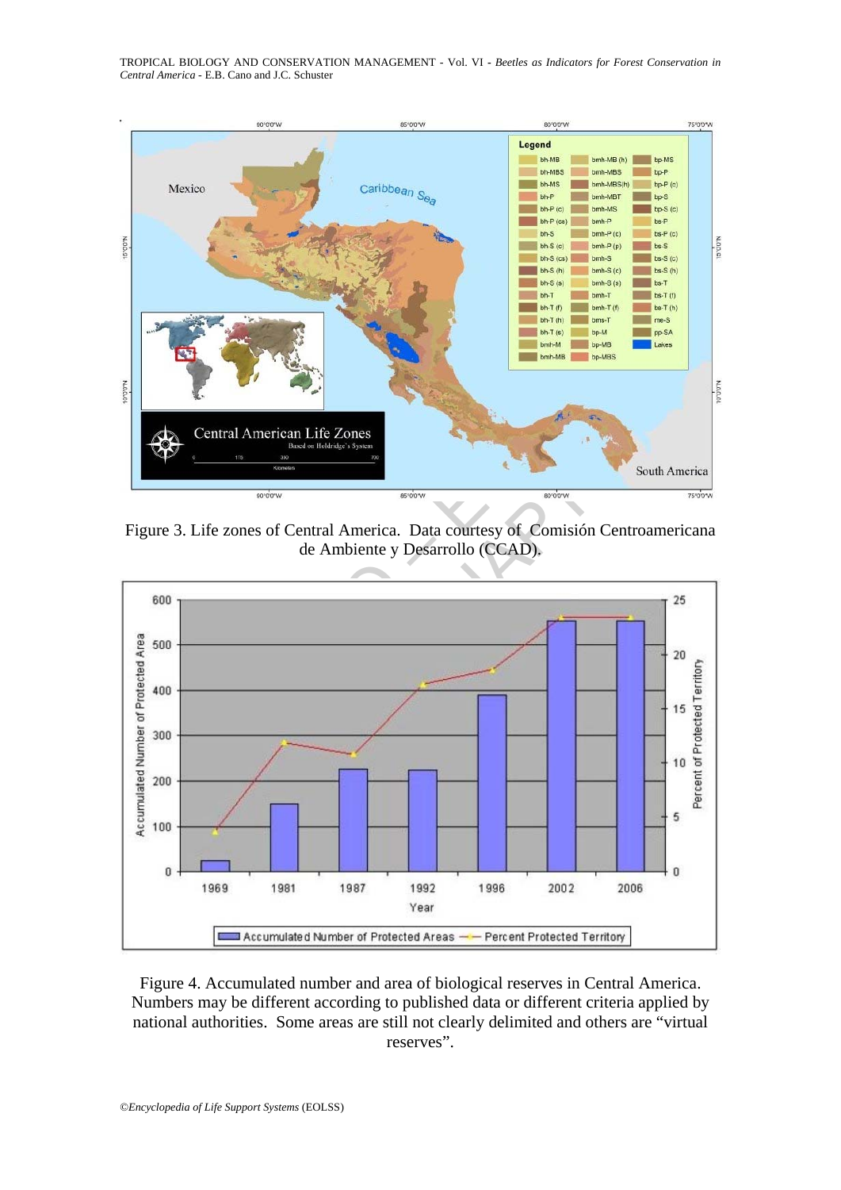Figure 3. Life zones of Central America. Data courtesy of Comisión Centroamericana de Ambiente y Desarrollo (CCAD).

Figure 4. Accumulated number and area of biological reserves in Central America. Numbers may be different according to published data or different criteria applied by national authorities. Some areas are still not clearly delimited and others are "virtual reserves".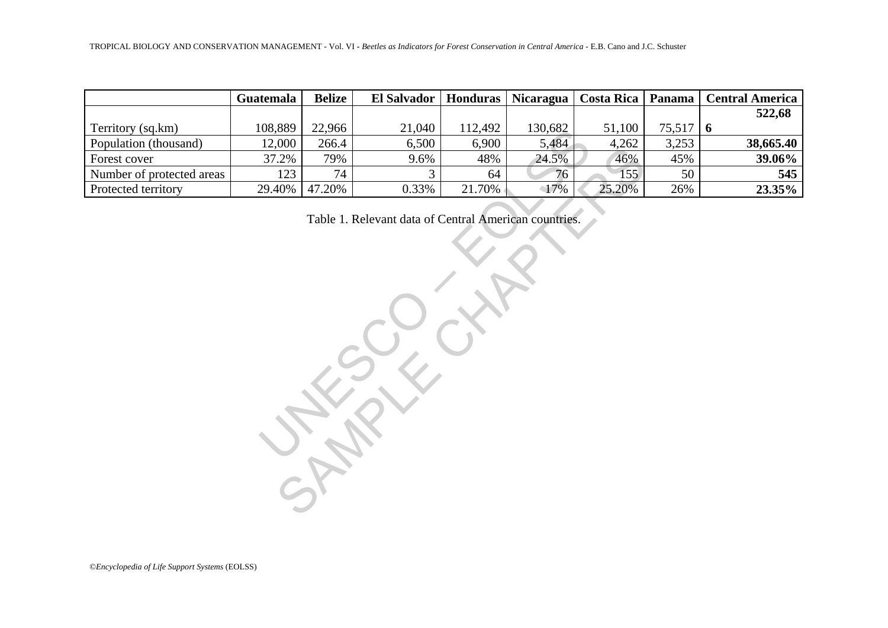| | Guatemala | Belize | El Salvador | Honduras | Nicaragua | Costa Rica | Panama | Central America |
|---|---|---|---|---|---|---|---|---|
| Territory (sq.km) | 108,889 | 22,966 | 21,040 | 112,492 | 130,682 | 51,100 | 75,517 | **522,68 6** |
| Population (thousand) | 12,000 | 266.4 | 6,500 | 6,900 | 5,484 | 4,262 | 3,253 | **38,665.40** |
| Forest cover | 37.2% | 79% | 9.6% | 48% | 24.5% | 46% | 45% | **39.06%** |
| Number of protected areas | 123 | 74 | 3 | 64 | 76 | 155 | 50 | **545** |
| Protected territory | 29.40% | 47.20% | 0.33% | 21.70% | 17% | 25.20% | 26% | **23.35%** |

Table 1. Relevant data of Central American countries.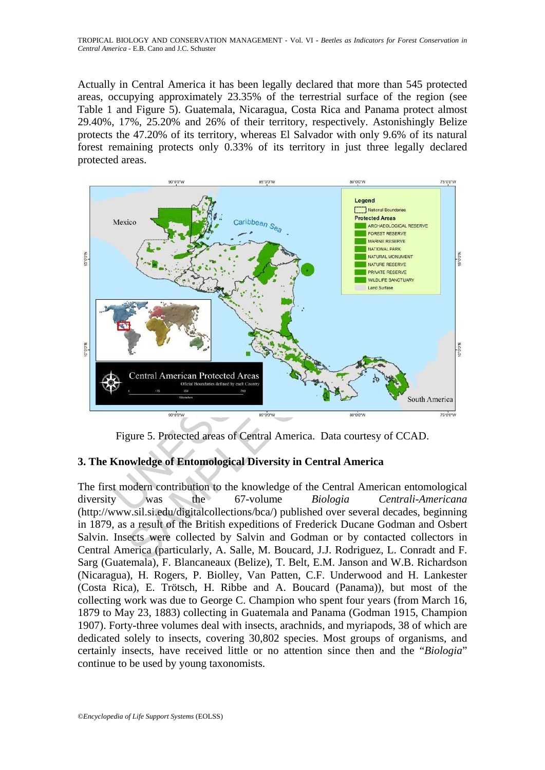Actually in Central America it has been legally declared that more than 545 protected areas, occupying approximately 23.35% of the terrestrial surface of the region (see Table 1 and Figure 5). Guatemala, Nicaragua, Costa Rica and Panama protect almost 29.40%, 17%, 25.20% and 26% of their territory, respectively. Astonishingly Belize protects the 47.20% of its territory, whereas El Salvador with only 9.6% of its natural forest remaining protects only 0.33% of its territory in just three legally declared protected areas.

Figure 5. Protected areas of Central America. Data courtesy of CCAD.

## 3. The Knowledge of Entomological Diversity in Central America

The first modern contribution to the knowledge of the Central American entomological diversity was the 67-volume *Biologia Centrali-Americana* (http://www.sil.si.edu/digitalcollections/bca/) published over several decades, beginning in 1879, as a result of the British expeditions of Frederick Ducane Godman and Osbert Salvin. Insects were collected by Salvin and Godman or by contacted collectors in Central America (particularly, A. Salle, M. Boucard, J.J. Rodriguez, L. Conradt and F. Sarg (Guatemala), F. Blancaneaux (Belize), T. Belt, E.M. Janson and W.B. Richardson (Nicaragua), H. Rogers, P. Biolley, Van Patten, C.F. Underwood and H. Lankester (Costa Rica), E. Trötsch, H. Ribbe and A. Boucard (Panama)), but most of the collecting work was due to George C. Champion who spent four years (from March 16, 1879 to May 23, 1883) collecting in Guatemala and Panama (Godman 1915, Champion 1907). Forty-three volumes deal with insects, arachnids, and myriapods, 38 of which are dedicated solely to insects, covering 30,802 species. Most groups of organisms, and certainly insects, have received little or no attention since then and the "*Biologia*" continue to be used by young taxonomists.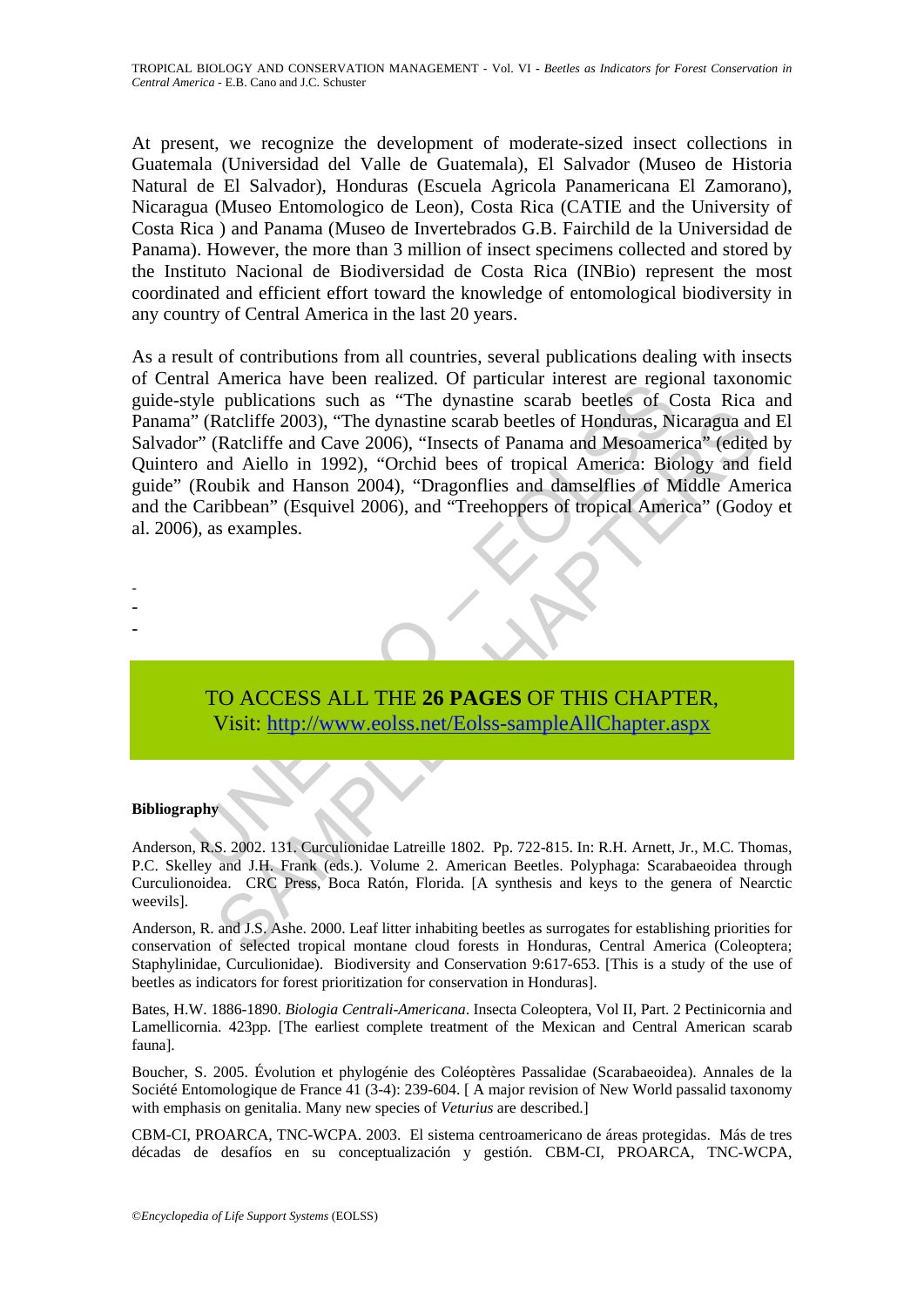At present, we recognize the development of moderate-sized insect collections in Guatemala (Universidad del Valle de Guatemala), El Salvador (Museo de Historia Natural de El Salvador), Honduras (Escuela Agricola Panamericana El Zamorano), Nicaragua (Museo Entomologico de Leon), Costa Rica (CATIE and the University of Costa Rica ) and Panama (Museo de Invertebrados G.B. Fairchild de la Universidad de Panama). However, the more than 3 million of insect specimens collected and stored by the Instituto Nacional de Biodiversidad de Costa Rica (INBio) represent the most coordinated and efficient effort toward the knowledge of entomological biodiversity in any country of Central America in the last 20 years.

As a result of contributions from all countries, several publications dealing with insects of Central America have been realized. Of particular interest are regional taxonomic guide-style publications such as "The dynastine scarab beetles of Costa Rica and Panama" (Ratcliffe 2003), "The dynastine scarab beetles of Honduras, Nicaragua and El Salvador" (Ratcliffe and Cave 2006), "Insects of Panama and Mesoamerica" (edited by Quintero and Aiello in 1992), "Orchid bees of tropical America: Biology and field guide" (Roubik and Hanson 2004), "Dragonflies and damselflies of Middle America and the Caribbean" (Esquivel 2006), and "Treehoppers of tropical America" (Godoy et al. 2006), as examples.

-
-
-

TO ACCESS ALL THE **26 PAGES** OF THIS CHAPTER,
Visit: http://www.eolss.net/Eolss-sampleAllChapter.aspx

**Bibliography**

Anderson, R.S. 2002. 131. Curculionidae Latreille 1802. Pp. 722-815. In: R.H. Arnett, Jr., M.C. Thomas, P.C. Skelley and J.H. Frank (eds.). Volume 2. American Beetles. Polyphaga: Scarabaeoidea through Curculionoidea. CRC Press, Boca Ratón, Florida. [A synthesis and keys to the genera of Nearctic weevils].

Anderson, R. and J.S. Ashe. 2000. Leaf litter inhabiting beetles as surrogates for establishing priorities for conservation of selected tropical montane cloud forests in Honduras, Central America (Coleoptera; Staphylinidae, Curculionidae). Biodiversity and Conservation 9:617-653. [This is a study of the use of beetles as indicators for forest prioritization for conservation in Honduras].

Bates, H.W. 1886-1890. *Biologia Centrali-Americana*. Insecta Coleoptera, Vol II, Part. 2 Pectinicornia and Lamellicornia. 423pp. [The earliest complete treatment of the Mexican and Central American scarab fauna].

Boucher, S. 2005. Évolution et phylogénie des Coléoptères Passalidae (Scarabaeoidea). Annales de la Société Entomologique de France 41 (3-4): 239-604. [ A major revision of New World passalid taxonomy with emphasis on genitalia. Many new species of *Veturius* are described.]

CBM-CI, PROARCA, TNC-WCPA. 2003. El sistema centroamericano de áreas protegidas. Más de tres décadas de desafíos en su conceptualización y gestión. CBM-CI, PROARCA, TNC-WCPA,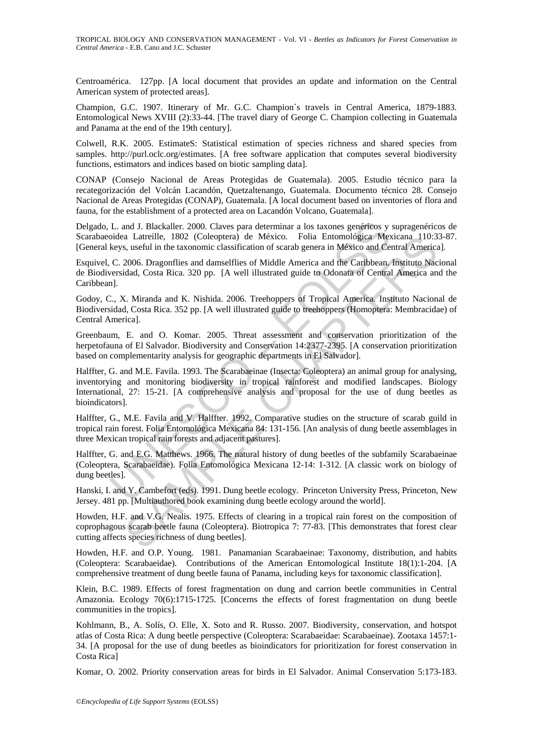Centroamérica. 127pp. [A local document that provides an update and information on the Central American system of protected areas].

Champion, G.C. 1907. Itinerary of Mr. G.C. Champion´s travels in Central America, 1879-1883. Entomological News XVIII (2):33-44. [The travel diary of George C. Champion collecting in Guatemala and Panama at the end of the 19th century].

Colwell, R.K. 2005. EstimateS: Statistical estimation of species richness and shared species from samples. http://purl.oclc.org/estimates. [A free software application that computes several biodiversity functions, estimators and indices based on biotic sampling data].

CONAP (Consejo Nacional de Areas Protegidas de Guatemala). 2005. Estudio técnico para la recategorización del Volcán Lacandón, Quetzaltenango, Guatemala. Documento técnico 28. Consejo Nacional de Areas Protegidas (CONAP), Guatemala. [A local document based on inventories of flora and fauna, for the establishment of a protected area on Lacandón Volcano, Guatemala].

Delgado, L. and J. Blackaller. 2000. Claves para determinar a los taxones genéricos y supragenéricos de Scarabaeoidea Latreille, 1802 (Coleoptera) de México. Folia Entomológica Mexicana 110:33-87. [General keys, useful in the taxonomic classification of scarab genera in México and Central America].

Esquivel, C. 2006. Dragonflies and damselflies of Middle America and the Caribbean. Instituto Nacional de Biodiversidad, Costa Rica. 320 pp. [A well illustrated guide to Odonata of Central America and the Caribbean].

Godoy, C., X. Miranda and K. Nishida. 2006. Treehoppers of Tropical America. Instituto Nacional de Biodiversidad, Costa Rica. 352 pp. [A well illustrated guide to treehoppers (Homoptera: Membracidae) of Central America].

Greenbaum, E. and O. Komar. 2005. Threat assessment and conservation prioritization of the herpetofauna of El Salvador. Biodiversity and Conservation 14:2377-2395. [A conservation prioritization based on complementarity analysis for geographic departments in El Salvador].

Halffter, G. and M.E. Favila. 1993. The Scarabaeinae (Insecta: Coleoptera) an animal group for analysing, inventorying and monitoring biodiversity in tropical rainforest and modified landscapes. Biology International, 27: 15-21. [A comprehensive analysis and proposal for the use of dung beetles as bioindicators].

Halffter, G., M.E. Favila and V. Halffter. 1992. Comparative studies on the structure of scarab guild in tropical rain forest. Folia Entomológica Mexicana 84: 131-156. [An analysis of dung beetle assemblages in three Mexican tropical rain forests and adjacent pastures].

Halffter, G. and E.G. Matthews. 1966. The natural history of dung beetles of the subfamily Scarabaeinae (Coleoptera, Scarabaeidae). Folia Entomológica Mexicana 12-14: 1-312. [A classic work on biology of dung beetles].

Hanski, I. and Y. Cambefort (eds). 1991. Dung beetle ecology. Princeton University Press, Princeton, New Jersey. 481 pp. [Multiauthored book examining dung beetle ecology around the world].

Howden, H.F. and V.G. Nealis. 1975. Effects of clearing in a tropical rain forest on the composition of coprophagous scarab beetle fauna (Coleoptera). Biotropica 7: 77-83. [This demonstrates that forest clear cutting affects species richness of dung beetles].

Howden, H.F. and O.P. Young. 1981. Panamanian Scarabaeinae: Taxonomy, distribution, and habits (Coleoptera: Scarabaeidae). Contributions of the American Entomological Institute 18(1):1-204. [A comprehensive treatment of dung beetle fauna of Panama, including keys for taxonomic classification].

Klein, B.C. 1989. Effects of forest fragmentation on dung and carrion beetle communities in Central Amazonia. Ecology 70(6):1715-1725. [Concerns the effects of forest fragmentation on dung beetle communities in the tropics].

Kohlmann, B., A. Solís, O. Elle, X. Soto and R. Russo. 2007. Biodiversity, conservation, and hotspot atlas of Costa Rica: A dung beetle perspective (Coleoptera: Scarabaeidae: Scarabaeinae). Zootaxa 1457:1-34. [A proposal for the use of dung beetles as bioindicators for prioritization for forest conservation in Costa Rica]

Komar, O. 2002. Priority conservation areas for birds in El Salvador. Animal Conservation 5:173-183.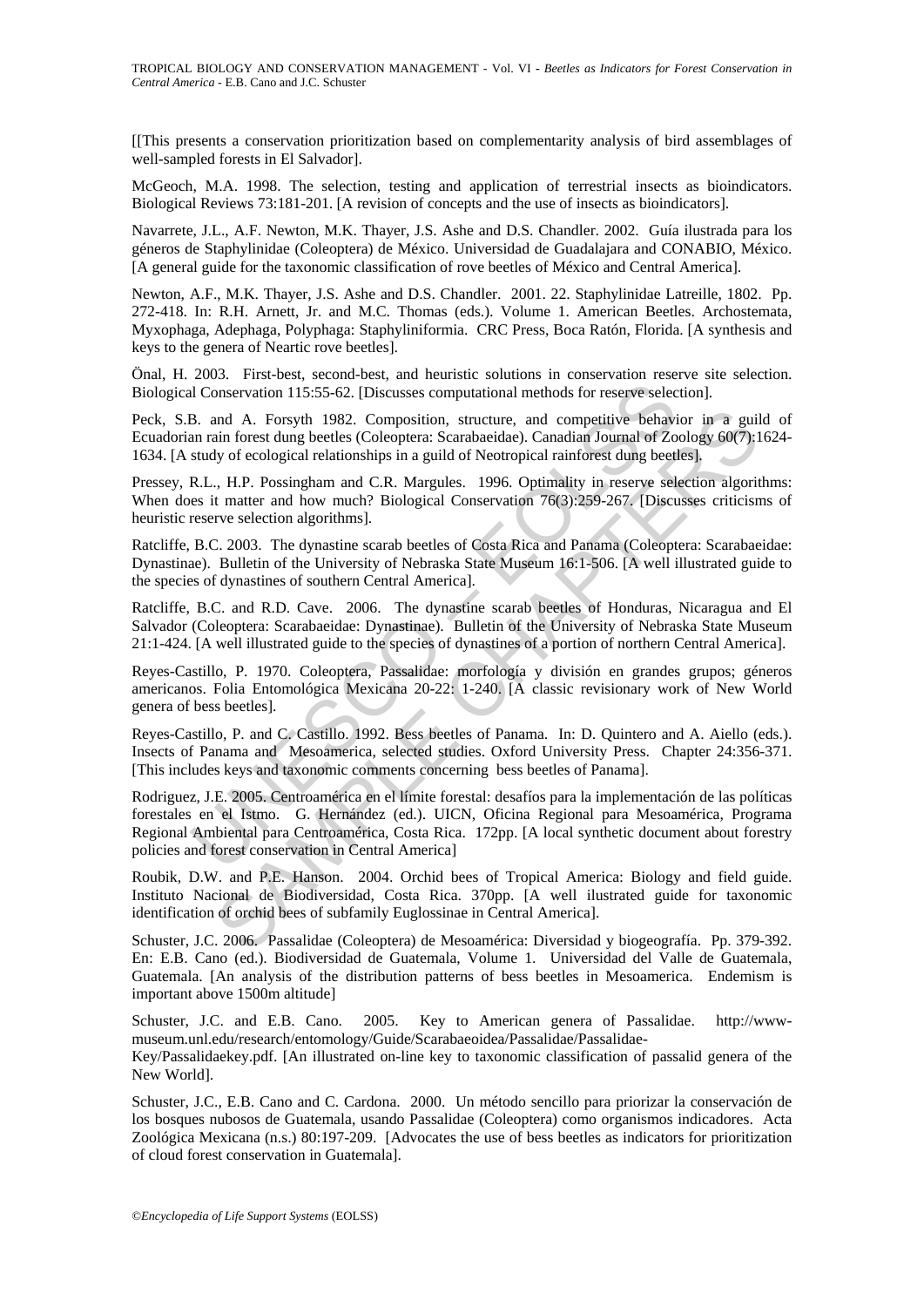[[This presents a conservation prioritization based on complementarity analysis of bird assemblages of well-sampled forests in El Salvador].

McGeoch, M.A. 1998. The selection, testing and application of terrestrial insects as bioindicators. Biological Reviews 73:181-201. [A revision of concepts and the use of insects as bioindicators].

Navarrete, J.L., A.F. Newton, M.K. Thayer, J.S. Ashe and D.S. Chandler. 2002. Guía ilustrada para los géneros de Staphylinidae (Coleoptera) de México. Universidad de Guadalajara and CONABIO, México. [A general guide for the taxonomic classification of rove beetles of México and Central America].

Newton, A.F., M.K. Thayer, J.S. Ashe and D.S. Chandler. 2001. 22. Staphylinidae Latreille, 1802. Pp. 272-418. In: R.H. Arnett, Jr. and M.C. Thomas (eds.). Volume 1. American Beetles. Archostemata, Myxophaga, Adephaga, Polyphaga: Staphyliniformia. CRC Press, Boca Ratón, Florida. [A synthesis and keys to the genera of Neartic rove beetles].

Önal, H. 2003. First-best, second-best, and heuristic solutions in conservation reserve site selection. Biological Conservation 115:55-62. [Discusses computational methods for reserve selection].

Peck, S.B. and A. Forsyth 1982. Composition, structure, and competitive behavior in a guild of Ecuadorian rain forest dung beetles (Coleoptera: Scarabaeidae). Canadian Journal of Zoology 60(7):1624-1634. [A study of ecological relationships in a guild of Neotropical rainforest dung beetles].

Pressey, R.L., H.P. Possingham and C.R. Margules. 1996. Optimality in reserve selection algorithms: When does it matter and how much? Biological Conservation 76(3):259-267. [Discusses criticisms of heuristic reserve selection algorithms].

Ratcliffe, B.C. 2003. The dynastine scarab beetles of Costa Rica and Panama (Coleoptera: Scarabaeidae: Dynastinae). Bulletin of the University of Nebraska State Museum 16:1-506. [A well illustrated guide to the species of dynastines of southern Central America].

Ratcliffe, B.C. and R.D. Cave. 2006. The dynastine scarab beetles of Honduras, Nicaragua and El Salvador (Coleoptera: Scarabaeidae: Dynastinae). Bulletin of the University of Nebraska State Museum 21:1-424. [A well illustrated guide to the species of dynastines of a portion of northern Central America].

Reyes-Castillo, P. 1970. Coleoptera, Passalidae: morfología y división en grandes grupos; géneros americanos. Folia Entomológica Mexicana 20-22: 1-240. [A classic revisionary work of New World genera of bess beetles].

Reyes-Castillo, P. and C. Castillo. 1992. Bess beetles of Panama. In: D. Quintero and A. Aiello (eds.). Insects of Panama and Mesoamerica, selected studies. Oxford University Press. Chapter 24:356-371. [This includes keys and taxonomic comments concerning bess beetles of Panama].

Rodriguez, J.E. 2005. Centroamérica en el límite forestal: desafíos para la implementación de las políticas forestales en el Istmo. G. Hernández (ed.). UICN, Oficina Regional para Mesoamérica, Programa Regional Ambiental para Centroamérica, Costa Rica. 172pp. [A local synthetic document about forestry policies and forest conservation in Central America]

Roubik, D.W. and P.E. Hanson. 2004. Orchid bees of Tropical America: Biology and field guide. Instituto Nacional de Biodiversidad, Costa Rica. 370pp. [A well ilustrated guide for taxonomic identification of orchid bees of subfamily Euglossinae in Central America].

Schuster, J.C. 2006. Passalidae (Coleoptera) de Mesoamérica: Diversidad y biogeografía. Pp. 379-392. En: E.B. Cano (ed.). Biodiversidad de Guatemala, Volume 1. Universidad del Valle de Guatemala, Guatemala. [An analysis of the distribution patterns of bess beetles in Mesoamerica. Endemism is important above 1500m altitude]

Schuster, J.C. and E.B. Cano. 2005. Key to American genera of Passalidae. http://www-museum.unl.edu/research/entomology/Guide/Scarabaeoidea/Passalidae/Passalidae-Key/Passalidaekey.pdf. [An illustrated on-line key to taxonomic classification of passalid genera of the New World].

Schuster, J.C., E.B. Cano and C. Cardona. 2000. Un método sencillo para priorizar la conservación de los bosques nubosos de Guatemala, usando Passalidae (Coleoptera) como organismos indicadores. Acta Zoológica Mexicana (n.s.) 80:197-209. [Advocates the use of bess beetles as indicators for prioritization of cloud forest conservation in Guatemala].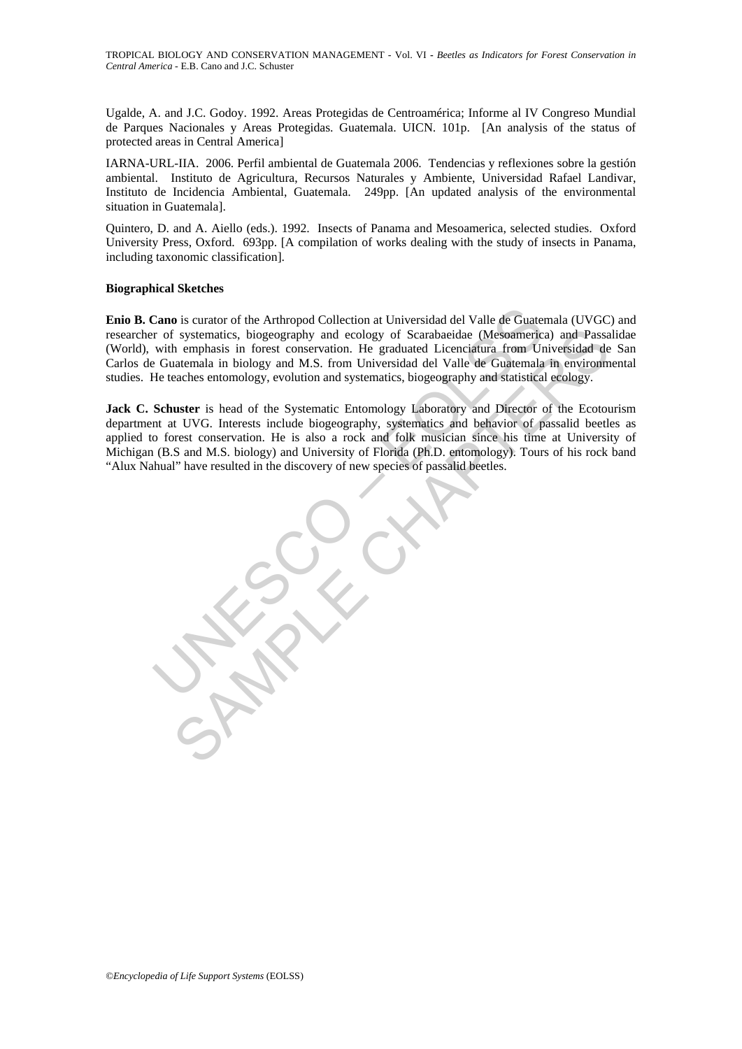Ugalde, A. and J.C. Godoy. 1992. Areas Protegidas de Centroamérica; Informe al IV Congreso Mundial de Parques Nacionales y Areas Protegidas. Guatemala. UICN. 101p. [An analysis of the status of protected areas in Central America]

IARNA-URL-IIA. 2006. Perfil ambiental de Guatemala 2006. Tendencias y reflexiones sobre la gestión ambiental. Instituto de Agricultura, Recursos Naturales y Ambiente, Universidad Rafael Landivar, Instituto de Incidencia Ambiental, Guatemala. 249pp. [An updated analysis of the environmental situation in Guatemala].

Quintero, D. and A. Aiello (eds.). 1992. Insects of Panama and Mesoamerica, selected studies. Oxford University Press, Oxford. 693pp. [A compilation of works dealing with the study of insects in Panama, including taxonomic classification].

**Biographical Sketches**

**Enio B. Cano** is curator of the Arthropod Collection at Universidad del Valle de Guatemala (UVGC) and researcher of systematics, biogeography and ecology of Scarabaeidae (Mesoamerica) and Passalidae (World), with emphasis in forest conservation. He graduated Licenciatura from Universidad de San Carlos de Guatemala in biology and M.S. from Universidad del Valle de Guatemala in environmental studies. He teaches entomology, evolution and systematics, biogeography and statistical ecology.

**Jack C. Schuster** is head of the Systematic Entomology Laboratory and Director of the Ecotourism department at UVG. Interests include biogeography, systematics and behavior of passalid beetles as applied to forest conservation. He is also a rock and folk musician since his time at University of Michigan (B.S and M.S. biology) and University of Florida (Ph.D. entomology). Tours of his rock band "Alux Nahual" have resulted in the discovery of new species of passalid beetles.